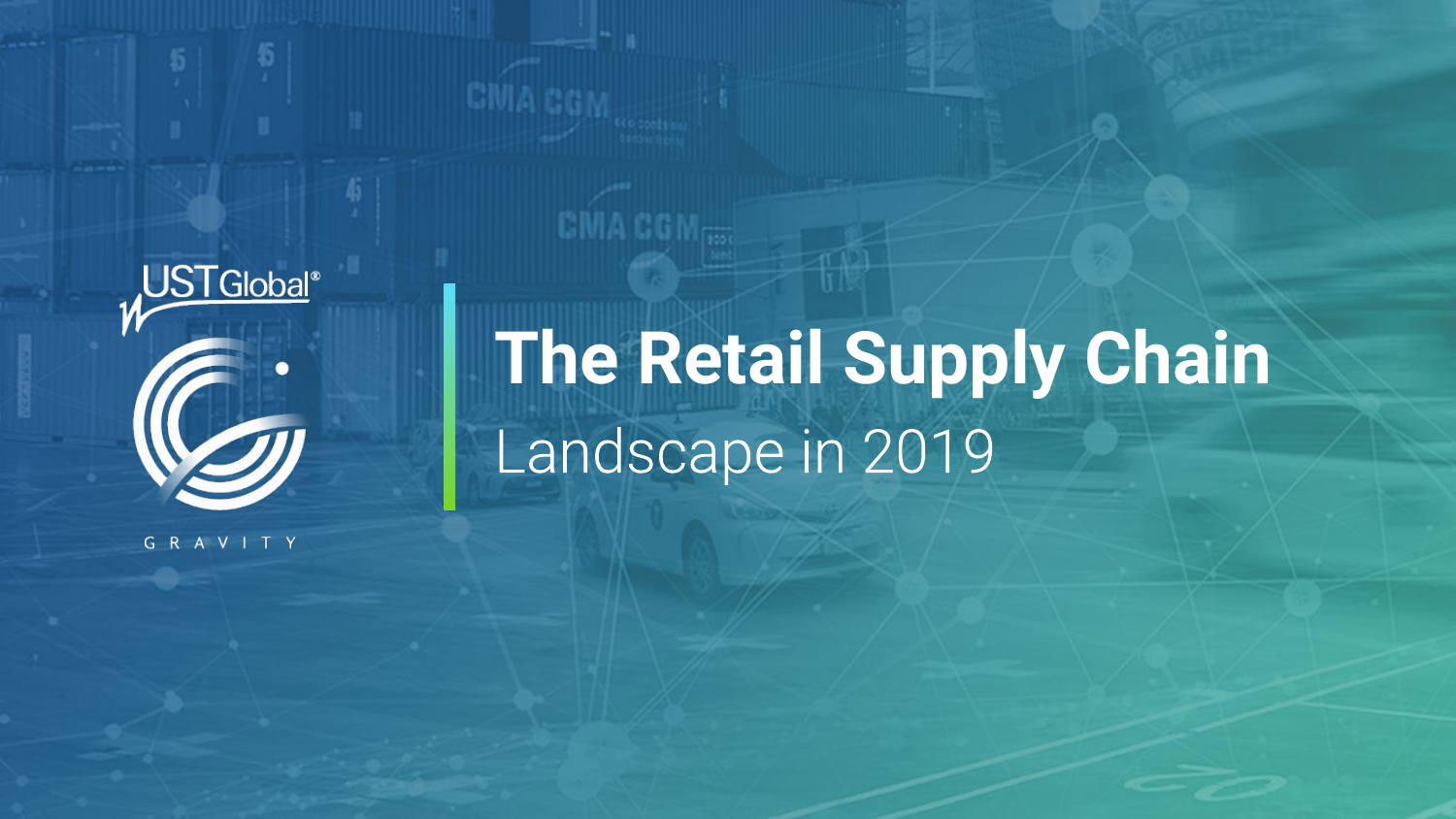UST Global®

GRAVITY

# The Retail Supply Chain

## Landscape in 2019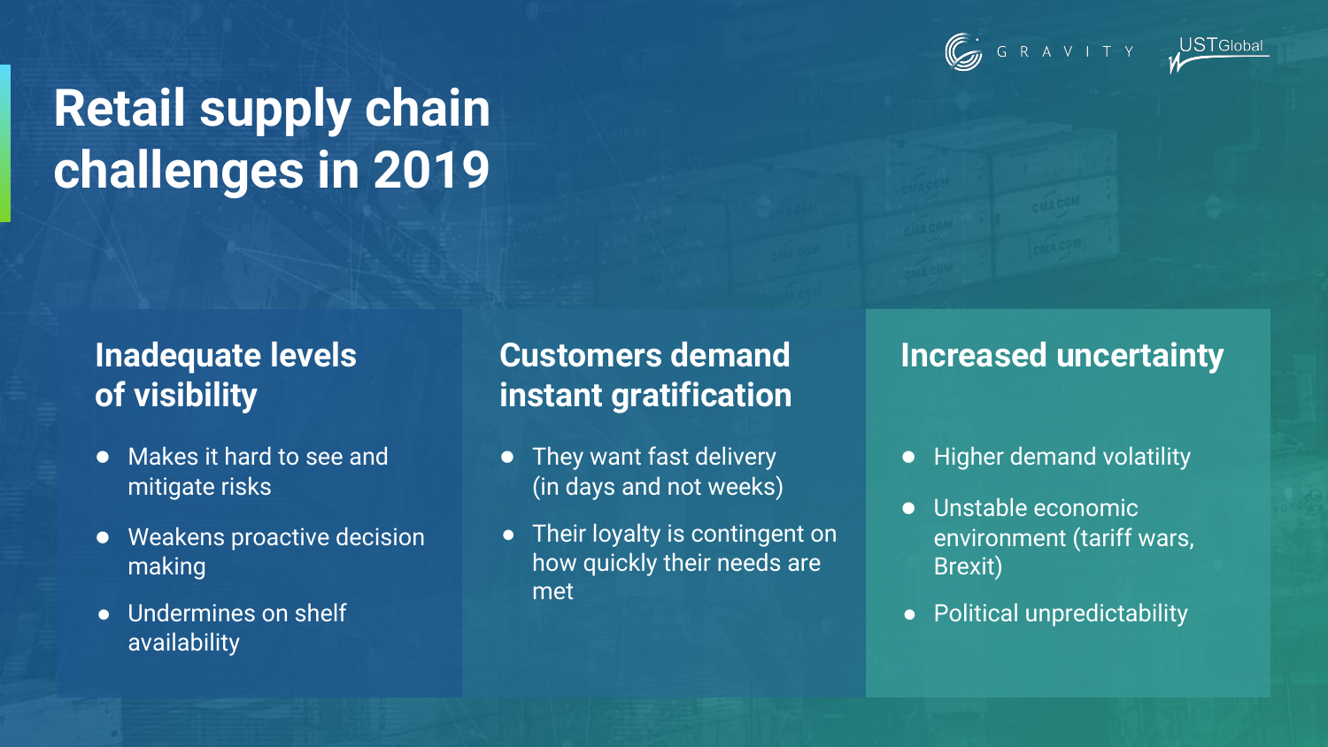# Retail supply chain challenges in 2019

## Inadequate levels of visibility

- Makes it hard to see and mitigate risks
- Weakens proactive decision making
- Undermines on shelf availability

## Customers demand instant gratification

- They want fast delivery (in days and not weeks)
- Their loyalty is contingent on how quickly their needs are met

## Increased uncertainty

- Higher demand volatility
- Unstable economic environment (tariff wars, Brexit)
- Political unpredictability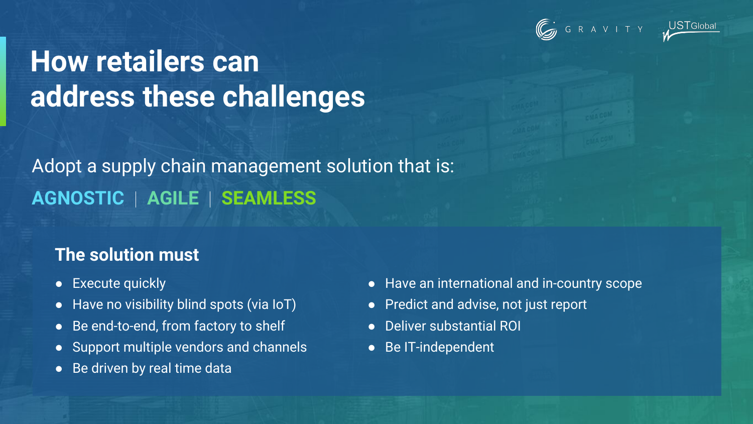# How retailers can address these challenges

Adopt a supply chain management solution that is:

**AGNOSTIC | AGILE | SEAMLESS**

### The solution must

- Execute quickly
- Have no visibility blind spots (via IoT)
- Be end-to-end, from factory to shelf
- Support multiple vendors and channels
- Be driven by real time data
- Have an international and in-country scope
- Predict and advise, not just report
- Deliver substantial ROI
- Be IT-independent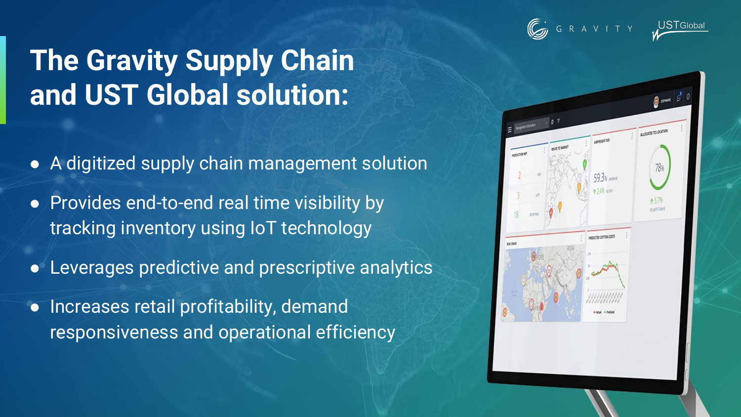# The Gravity Supply Chain and UST Global solution:

- A digitized supply chain management solution
- Provides end-to-end real time visibility by tracking inventory using IoT technology
- Leverages predictive and prescriptive analytics
- Increases retail profitability, demand responsiveness and operational efficiency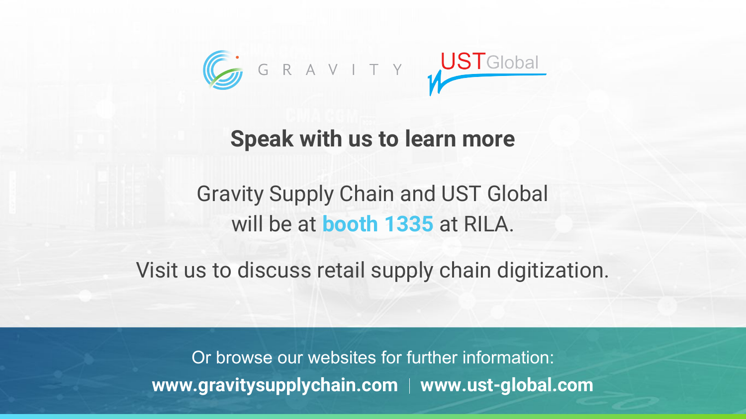GRAVITY

UST Global

## Speak with us to learn more

Gravity Supply Chain and UST Global will be at **booth 1335** at RILA.

Visit us to discuss retail supply chain digitization.

Or browse our websites for further information:

**www.gravitysupplychain.com** | **www.ust-global.com**